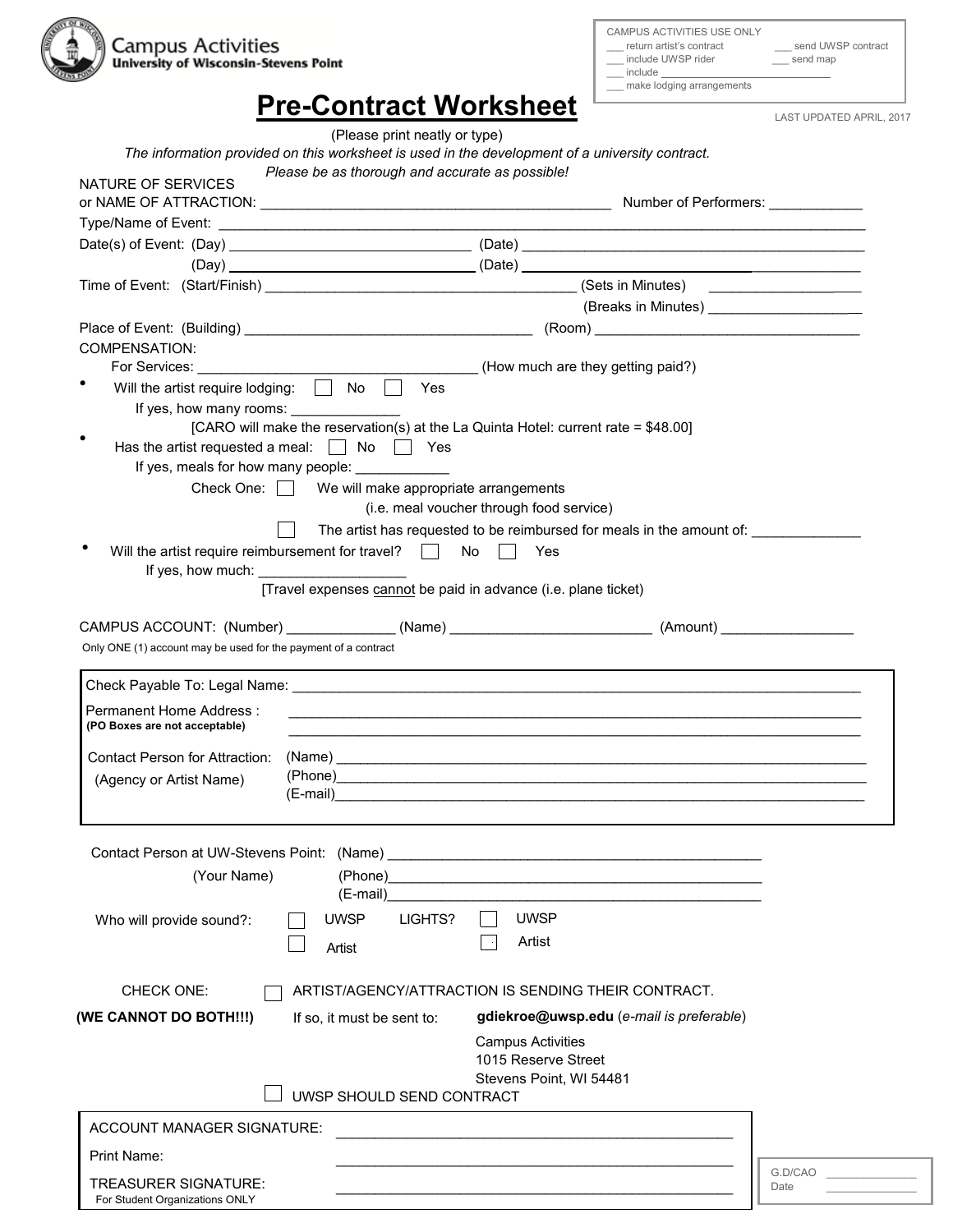Campus Activities
University of Wisconsin-Stevens Point

CAMPUS ACTIVITIES USE ONLY
___ return artist's contract ___ send UWSP contract
___ include UWSP rider ___ send map
___ include ___________________________
___ make lodging arrangements

# Pre-Contract Worksheet

LAST UPDATED APRIL, 2017

(Please print neatly or type)

*The information provided on this worksheet is used in the development of a university contract.*
*Please be as thorough and accurate as possible!*

NATURE OF SERVICES
or NAME OF ATTRACTION: ____________________________________________ Number of Performers: ____________

Type/Name of Event: ________________________________________________________________________

Date(s) of Event: (Day) ______________________________ (Date) ____________________________________________
(Day) ______________________________ (Date) ____________________________________________

Time of Event: (Start/Finish) ________________________________________ (Sets in Minutes) ________________
(Breaks in Minutes) ___________________

Place of Event: (Building) ____________________________________ (Room) ____________________________________

COMPENSATION:
For Services: ____________________________________ (How much are they getting paid?)

- Will the artist require lodging: ☐ No ☐ Yes
  If yes, how many rooms: ______________
  [CARO will make the reservation(s) at the La Quinta Hotel: current rate = $48.00]
- Has the artist requested a meal: ☐ No ☐ Yes
  If yes, meals for how many people: ____________
  Check One: ☐ We will make appropriate arrangements
  (i.e. meal voucher through food service)
  ☐ The artist has requested to be reimbursed for meals in the amount of: ______________
- Will the artist require reimbursement for travel? ☐ No ☐ Yes
  If yes, how much: ___________________
  [Travel expenses cannot be paid in advance (i.e. plane ticket)

CAMPUS ACCOUNT: (Number) ______________ (Name) __________________________ (Amount) _________________

Only ONE (1) account may be used for the payment of a contract

Check Payable To: Legal Name: ________________________________________________________________________

Permanent Home Address : ________________________________________________________________________
**(PO Boxes are not acceptable)** ________________________________________________________________________

Contact Person for Attraction: (Name) ________________________________________________________________
(Agency or Artist Name) (Phone) ________________________________________________________________
(E-mail) ________________________________________________________________

Contact Person at UW-Stevens Point: (Name) ________________________________________________
(Your Name) (Phone) ________________________________________________
(E-mail) ________________________________________________

Who will provide sound?: ☐ UWSP ☐ Artist LIGHTS? ☐ UWSP ☐ Artist

CHECK ONE: ☐ ARTIST/AGENCY/ATTRACTION IS SENDING THEIR CONTRACT.

**(WE CANNOT DO BOTH!!!)** If so, it must be sent to: **gdiekroe@uwsp.edu** (*e-mail is preferable*)

Campus Activities
1015 Reserve Street
Stevens Point, WI 54481

☐ UWSP SHOULD SEND CONTRACT

ACCOUNT MANAGER SIGNATURE: ________________________________________________

Print Name: ________________________________________________

TREASURER SIGNATURE: ________________________________________________
For Student Organizations ONLY

G.D/CAO ______________
Date ______________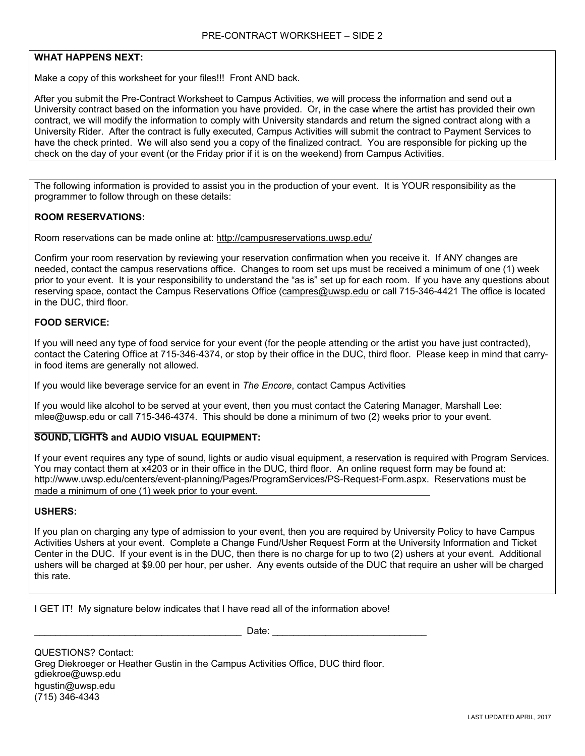## PRE-CONTRACT WORKSHEET – SIDE 2

**WHAT HAPPENS NEXT:**

Make a copy of this worksheet for your files!!! Front AND back.

After you submit the Pre-Contract Worksheet to Campus Activities, we will process the information and send out a University contract based on the information you have provided. Or, in the case where the artist has provided their own contract, we will modify the information to comply with University standards and return the signed contract along with a University Rider. After the contract is fully executed, Campus Activities will submit the contract to Payment Services to have the check printed. We will also send you a copy of the finalized contract. You are responsible for picking up the check on the day of your event (or the Friday prior if it is on the weekend) from Campus Activities.

The following information is provided to assist you in the production of your event. It is YOUR responsibility as the programmer to follow through on these details:

**ROOM RESERVATIONS:**

Room reservations can be made online at: http://campusreservations.uwsp.edu/

Confirm your room reservation by reviewing your reservation confirmation when you receive it. If ANY changes are needed, contact the campus reservations office. Changes to room set ups must be received a minimum of one (1) week prior to your event. It is your responsibility to understand the "as is" set up for each room. If you have any questions about reserving space, contact the Campus Reservations Office (campres@uwsp.edu or call 715-346-4421 The office is located in the DUC, third floor.

**FOOD SERVICE:**

If you will need any type of food service for your event (for the people attending or the artist you have just contracted), contact the Catering Office at 715-346-4374, or stop by their office in the DUC, third floor. Please keep in mind that carry-in food items are generally not allowed.

If you would like beverage service for an event in *The Encore*, contact Campus Activities

If you would like alcohol to be served at your event, then you must contact the Catering Manager, Marshall Lee: mlee@uwsp.edu or call 715-346-4374. This should be done a minimum of two (2) weeks prior to your event.

**SOUND, LIGHTS and AUDIO VISUAL EQUIPMENT:**

If your event requires any type of sound, lights or audio visual equipment, a reservation is required with Program Services. You may contact them at x4203 or in their office in the DUC, third floor. An online request form may be found at: http://www.uwsp.edu/centers/event-planning/Pages/ProgramServices/PS-Request-Form.aspx. Reservations must be made a minimum of one (1) week prior to your event.

**USHERS:**

If you plan on charging any type of admission to your event, then you are required by University Policy to have Campus Activities Ushers at your event. Complete a Change Fund/Usher Request Form at the University Information and Ticket Center in the DUC. If your event is in the DUC, then there is no charge for up to two (2) ushers at your event. Additional ushers will be charged at $9.00 per hour, per usher. Any events outside of the DUC that require an usher will be charged this rate.

I GET IT! My signature below indicates that I have read all of the information above!

_______________________________________ Date: _____________________________

QUESTIONS? Contact:
Greg Diekroeger or Heather Gustin in the Campus Activities Office, DUC third floor.
gdiekroe@uwsp.edu
hgustin@uwsp.edu
(715) 346-4343

LAST UPDATED APRIL, 2017